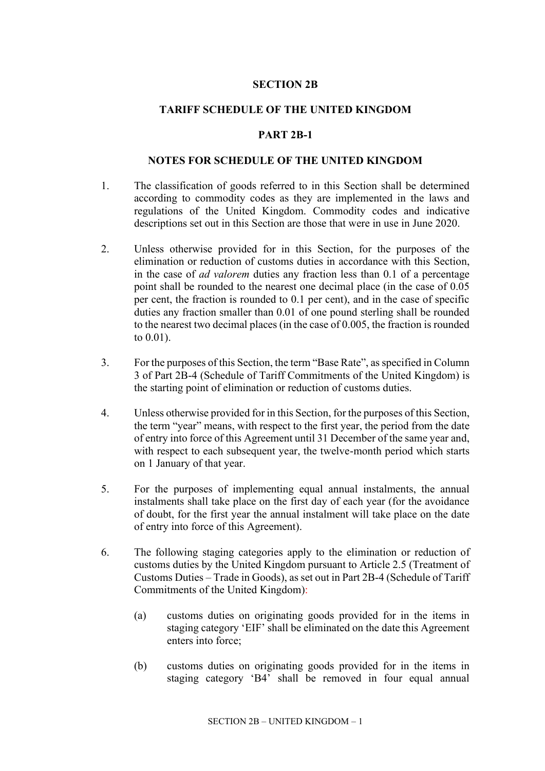# SECTION 2B

## TARIFF SCHEDULE OF THE UNITED KINGDOM

## PART 2B-1

## NOTES FOR SCHEDULE OF THE UNITED KINGDOM

1. The classification of goods referred to in this Section shall be determined according to commodity codes as they are implemented in the laws and regulations of the United Kingdom. Commodity codes and indicative descriptions set out in this Section are those that were in use in June 2020.

2. Unless otherwise provided for in this Section, for the purposes of the elimination or reduction of customs duties in accordance with this Section, in the case of *ad valorem* duties any fraction less than 0.1 of a percentage point shall be rounded to the nearest one decimal place (in the case of 0.05 per cent, the fraction is rounded to 0.1 per cent), and in the case of specific duties any fraction smaller than 0.01 of one pound sterling shall be rounded to the nearest two decimal places (in the case of 0.005, the fraction is rounded to 0.01).

3. For the purposes of this Section, the term "Base Rate", as specified in Column 3 of Part 2B-4 (Schedule of Tariff Commitments of the United Kingdom) is the starting point of elimination or reduction of customs duties.

4. Unless otherwise provided for in this Section, for the purposes of this Section, the term "year" means, with respect to the first year, the period from the date of entry into force of this Agreement until 31 December of the same year and, with respect to each subsequent year, the twelve-month period which starts on 1 January of that year.

5. For the purposes of implementing equal annual instalments, the annual instalments shall take place on the first day of each year (for the avoidance of doubt, for the first year the annual instalment will take place on the date of entry into force of this Agreement).

6. The following staging categories apply to the elimination or reduction of customs duties by the United Kingdom pursuant to Article 2.5 (Treatment of Customs Duties – Trade in Goods), as set out in Part 2B-4 (Schedule of Tariff Commitments of the United Kingdom):

   (a) customs duties on originating goods provided for in the items in staging category 'EIF' shall be eliminated on the date this Agreement enters into force;

   (b) customs duties on originating goods provided for in the items in staging category 'B4' shall be removed in four equal annual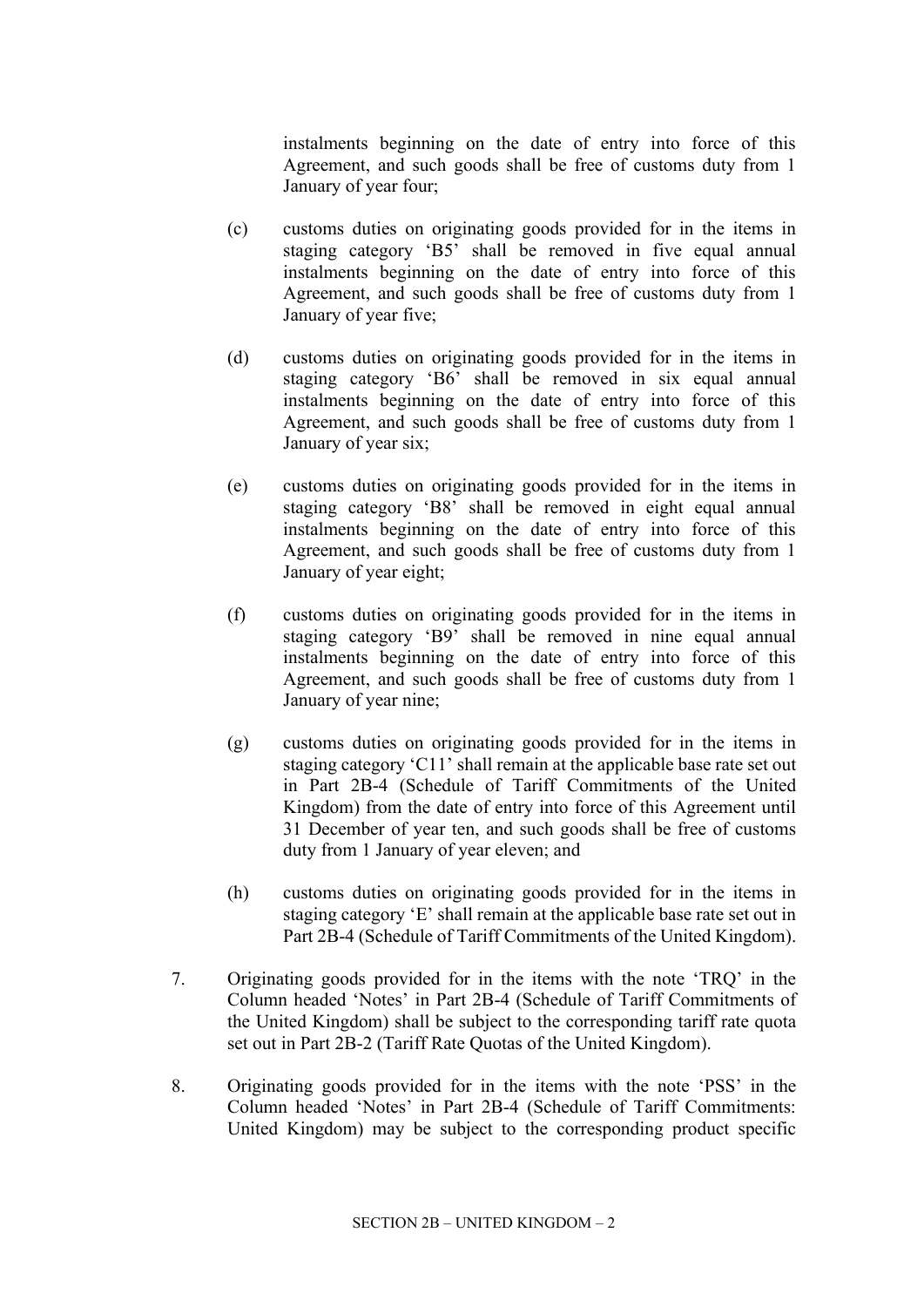instalments beginning on the date of entry into force of this Agreement, and such goods shall be free of customs duty from 1 January of year four;

(c) customs duties on originating goods provided for in the items in staging category 'B5' shall be removed in five equal annual instalments beginning on the date of entry into force of this Agreement, and such goods shall be free of customs duty from 1 January of year five;

(d) customs duties on originating goods provided for in the items in staging category 'B6' shall be removed in six equal annual instalments beginning on the date of entry into force of this Agreement, and such goods shall be free of customs duty from 1 January of year six;

(e) customs duties on originating goods provided for in the items in staging category 'B8' shall be removed in eight equal annual instalments beginning on the date of entry into force of this Agreement, and such goods shall be free of customs duty from 1 January of year eight;

(f) customs duties on originating goods provided for in the items in staging category 'B9' shall be removed in nine equal annual instalments beginning on the date of entry into force of this Agreement, and such goods shall be free of customs duty from 1 January of year nine;

(g) customs duties on originating goods provided for in the items in staging category 'C11' shall remain at the applicable base rate set out in Part 2B-4 (Schedule of Tariff Commitments of the United Kingdom) from the date of entry into force of this Agreement until 31 December of year ten, and such goods shall be free of customs duty from 1 January of year eleven; and

(h) customs duties on originating goods provided for in the items in staging category 'E' shall remain at the applicable base rate set out in Part 2B-4 (Schedule of Tariff Commitments of the United Kingdom).

7. Originating goods provided for in the items with the note 'TRQ' in the Column headed 'Notes' in Part 2B-4 (Schedule of Tariff Commitments of the United Kingdom) shall be subject to the corresponding tariff rate quota set out in Part 2B-2 (Tariff Rate Quotas of the United Kingdom).

8. Originating goods provided for in the items with the note 'PSS' in the Column headed 'Notes' in Part 2B-4 (Schedule of Tariff Commitments: United Kingdom) may be subject to the corresponding product specific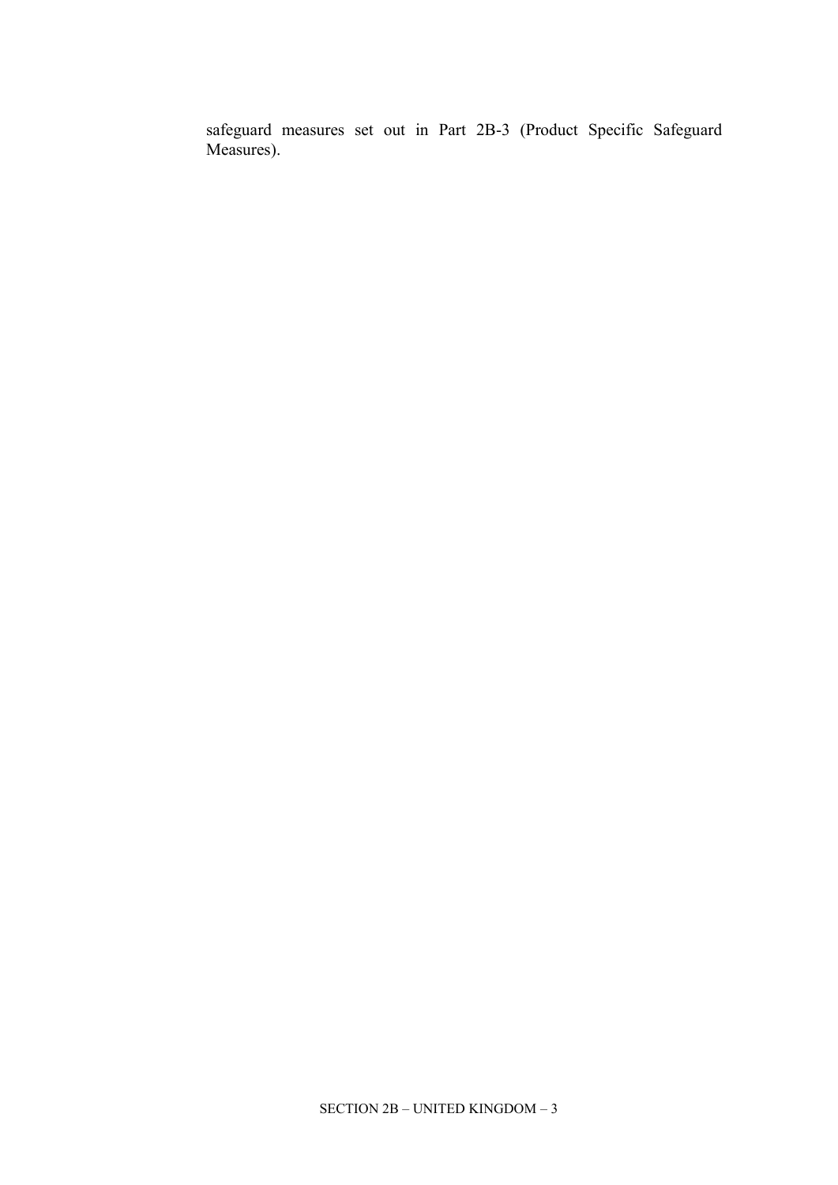safeguard measures set out in Part 2B-3 (Product Specific Safeguard Measures).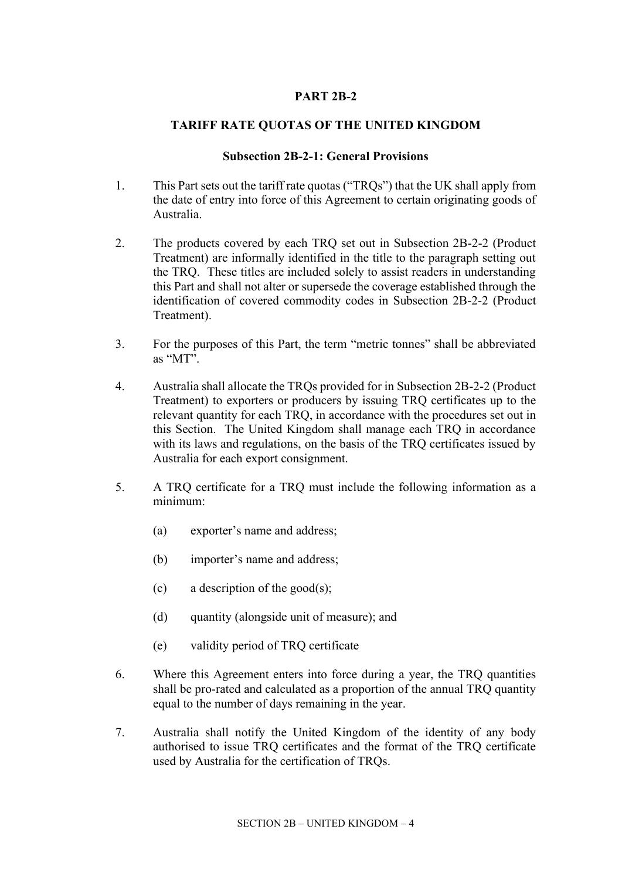# PART 2B-2

## TARIFF RATE QUOTAS OF THE UNITED KINGDOM

### Subsection 2B-2-1: General Provisions

1. This Part sets out the tariff rate quotas ("TRQs") that the UK shall apply from the date of entry into force of this Agreement to certain originating goods of Australia.

2. The products covered by each TRQ set out in Subsection 2B-2-2 (Product Treatment) are informally identified in the title to the paragraph setting out the TRQ. These titles are included solely to assist readers in understanding this Part and shall not alter or supersede the coverage established through the identification of covered commodity codes in Subsection 2B-2-2 (Product Treatment).

3. For the purposes of this Part, the term "metric tonnes" shall be abbreviated as "MT".

4. Australia shall allocate the TRQs provided for in Subsection 2B-2-2 (Product Treatment) to exporters or producers by issuing TRQ certificates up to the relevant quantity for each TRQ, in accordance with the procedures set out in this Section. The United Kingdom shall manage each TRQ in accordance with its laws and regulations, on the basis of the TRQ certificates issued by Australia for each export consignment.

5. A TRQ certificate for a TRQ must include the following information as a minimum:

   (a) exporter's name and address;

   (b) importer's name and address;

   (c) a description of the good(s);

   (d) quantity (alongside unit of measure); and

   (e) validity period of TRQ certificate

6. Where this Agreement enters into force during a year, the TRQ quantities shall be pro-rated and calculated as a proportion of the annual TRQ quantity equal to the number of days remaining in the year.

7. Australia shall notify the United Kingdom of the identity of any body authorised to issue TRQ certificates and the format of the TRQ certificate used by Australia for the certification of TRQs.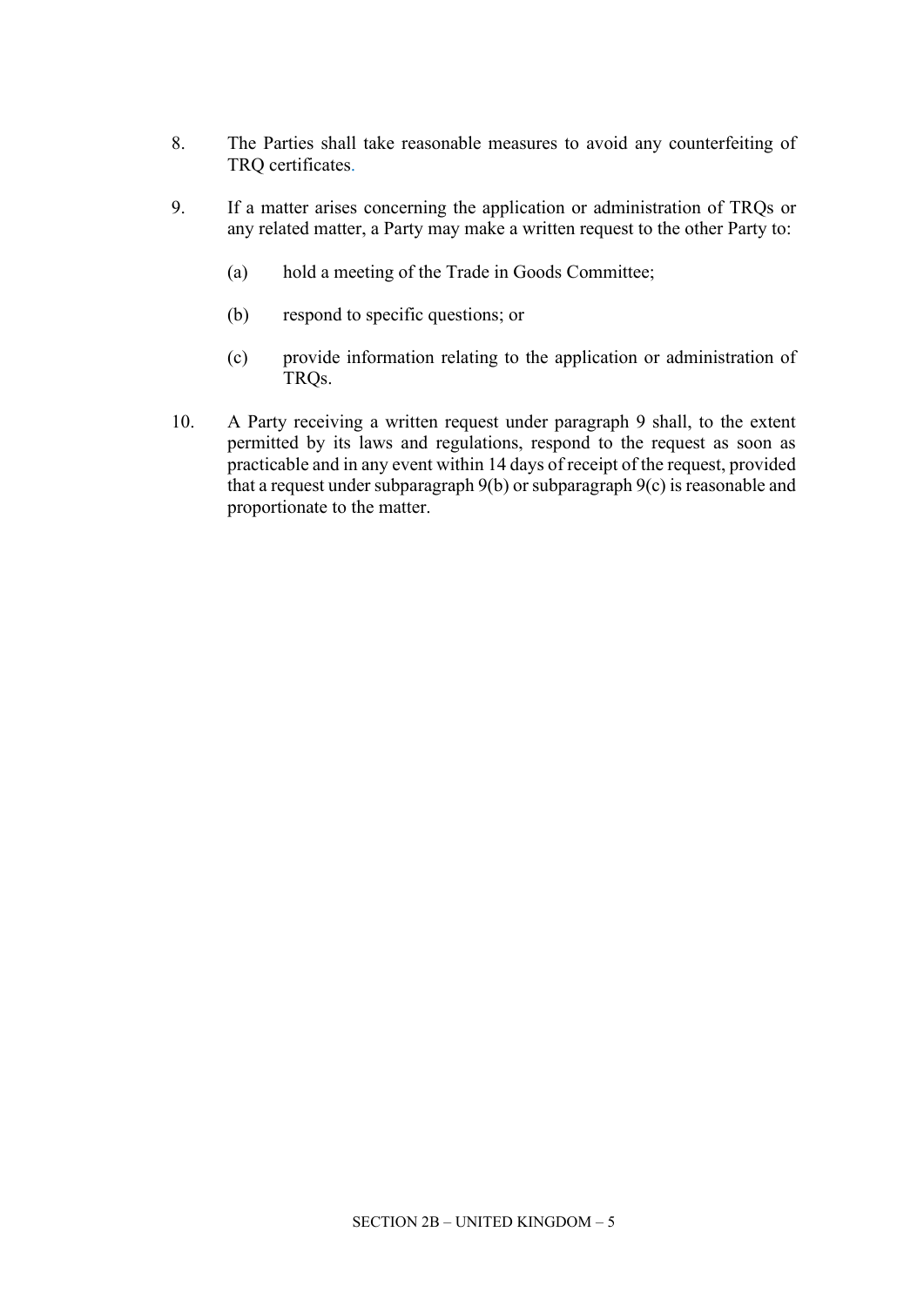8. The Parties shall take reasonable measures to avoid any counterfeiting of TRQ certificates.

9. If a matter arises concerning the application or administration of TRQs or any related matter, a Party may make a written request to the other Party to:

   (a) hold a meeting of the Trade in Goods Committee;

   (b) respond to specific questions; or

   (c) provide information relating to the application or administration of TRQs.

10. A Party receiving a written request under paragraph 9 shall, to the extent permitted by its laws and regulations, respond to the request as soon as practicable and in any event within 14 days of receipt of the request, provided that a request under subparagraph 9(b) or subparagraph 9(c) is reasonable and proportionate to the matter.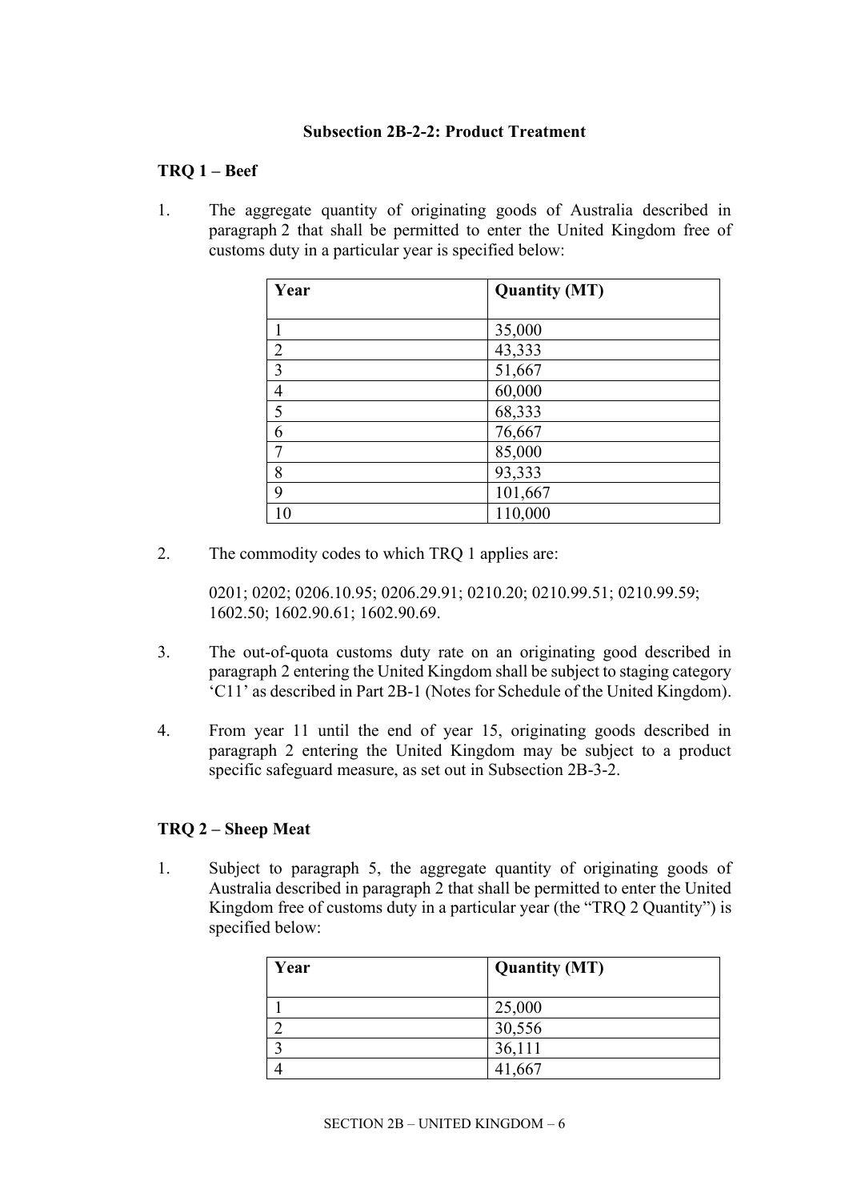### Subsection 2B-2-2: Product Treatment

**TRQ 1 – Beef**

1. The aggregate quantity of originating goods of Australia described in paragraph 2 that shall be permitted to enter the United Kingdom free of customs duty in a particular year is specified below:

| Year | Quantity (MT) |
|---|---|
| 1 | 35,000 |
| 2 | 43,333 |
| 3 | 51,667 |
| 4 | 60,000 |
| 5 | 68,333 |
| 6 | 76,667 |
| 7 | 85,000 |
| 8 | 93,333 |
| 9 | 101,667 |
| 10 | 110,000 |

2. The commodity codes to which TRQ 1 applies are:

   0201; 0202; 0206.10.95; 0206.29.91; 0210.20; 0210.99.51; 0210.99.59; 1602.50; 1602.90.61; 1602.90.69.

3. The out-of-quota customs duty rate on an originating good described in paragraph 2 entering the United Kingdom shall be subject to staging category 'C11' as described in Part 2B-1 (Notes for Schedule of the United Kingdom).

4. From year 11 until the end of year 15, originating goods described in paragraph 2 entering the United Kingdom may be subject to a product specific safeguard measure, as set out in Subsection 2B-3-2.

**TRQ 2 – Sheep Meat**

1. Subject to paragraph 5, the aggregate quantity of originating goods of Australia described in paragraph 2 that shall be permitted to enter the United Kingdom free of customs duty in a particular year (the "TRQ 2 Quantity") is specified below:

| Year | Quantity (MT) |
|---|---|
| 1 | 25,000 |
| 2 | 30,556 |
| 3 | 36,111 |
| 4 | 41,667 |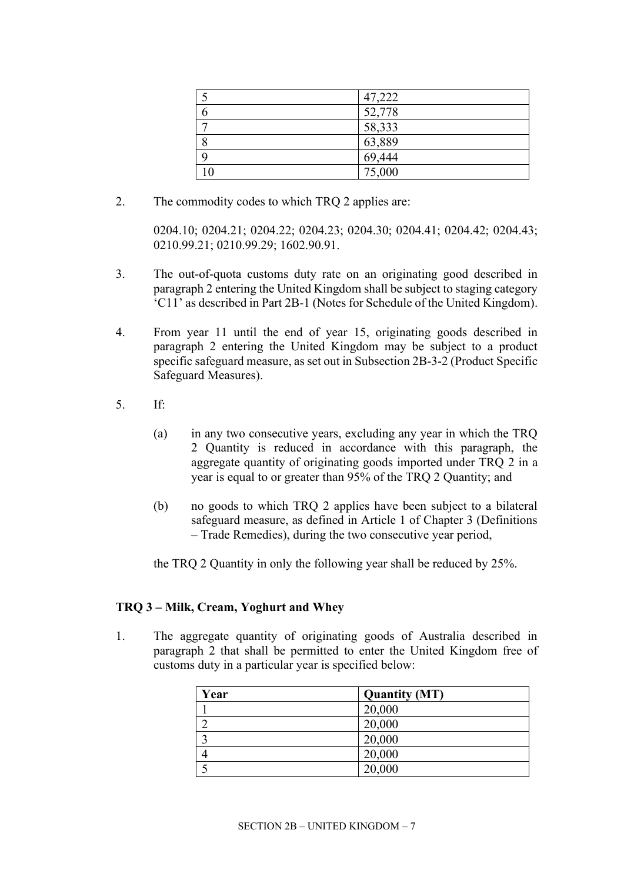| | |
|---|---|
| 5 | 47,222 |
| 6 | 52,778 |
| 7 | 58,333 |
| 8 | 63,889 |
| 9 | 69,444 |
| 10 | 75,000 |

2. The commodity codes to which TRQ 2 applies are:

   0204.10; 0204.21; 0204.22; 0204.23; 0204.30; 0204.41; 0204.42; 0204.43; 0210.99.21; 0210.99.29; 1602.90.91.

3. The out-of-quota customs duty rate on an originating good described in paragraph 2 entering the United Kingdom shall be subject to staging category 'C11' as described in Part 2B-1 (Notes for Schedule of the United Kingdom).

4. From year 11 until the end of year 15, originating goods described in paragraph 2 entering the United Kingdom may be subject to a product specific safeguard measure, as set out in Subsection 2B-3-2 (Product Specific Safeguard Measures).

5. If:

   (a) in any two consecutive years, excluding any year in which the TRQ 2 Quantity is reduced in accordance with this paragraph, the aggregate quantity of originating goods imported under TRQ 2 in a year is equal to or greater than 95% of the TRQ 2 Quantity; and

   (b) no goods to which TRQ 2 applies have been subject to a bilateral safeguard measure, as defined in Article 1 of Chapter 3 (Definitions – Trade Remedies), during the two consecutive year period,

   the TRQ 2 Quantity in only the following year shall be reduced by 25%.

**TRQ 3 – Milk, Cream, Yoghurt and Whey**

1. The aggregate quantity of originating goods of Australia described in paragraph 2 that shall be permitted to enter the United Kingdom free of customs duty in a particular year is specified below:

| Year | Quantity (MT) |
|---|---|
| 1 | 20,000 |
| 2 | 20,000 |
| 3 | 20,000 |
| 4 | 20,000 |
| 5 | 20,000 |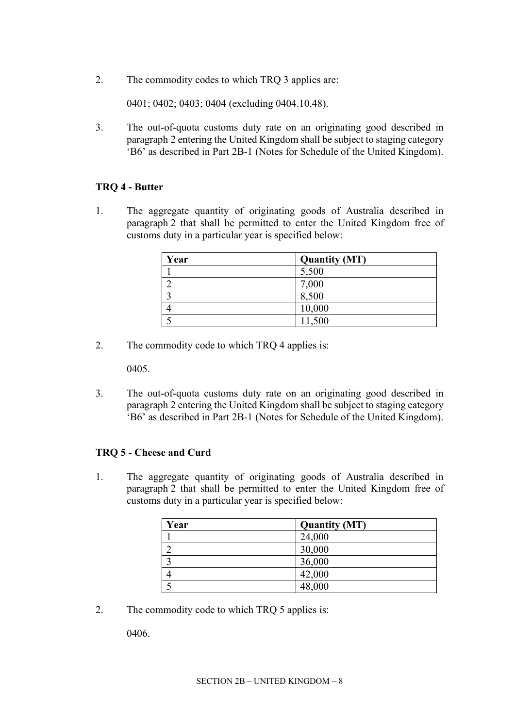2. The commodity codes to which TRQ 3 applies are:

   0401; 0402; 0403; 0404 (excluding 0404.10.48).

3. The out-of-quota customs duty rate on an originating good described in paragraph 2 entering the United Kingdom shall be subject to staging category ‘B6’ as described in Part 2B-1 (Notes for Schedule of the United Kingdom).

**TRQ 4 - Butter**

1. The aggregate quantity of originating goods of Australia described in paragraph 2 that shall be permitted to enter the United Kingdom free of customs duty in a particular year is specified below:

| Year | Quantity (MT) |
|---|---|
| 1 | 5,500 |
| 2 | 7,000 |
| 3 | 8,500 |
| 4 | 10,000 |
| 5 | 11,500 |

2. The commodity code to which TRQ 4 applies is:

   0405.

3. The out-of-quota customs duty rate on an originating good described in paragraph 2 entering the United Kingdom shall be subject to staging category ‘B6’ as described in Part 2B-1 (Notes for Schedule of the United Kingdom).

**TRQ 5 - Cheese and Curd**

1. The aggregate quantity of originating goods of Australia described in paragraph 2 that shall be permitted to enter the United Kingdom free of customs duty in a particular year is specified below:

| Year | Quantity (MT) |
|---|---|
| 1 | 24,000 |
| 2 | 30,000 |
| 3 | 36,000 |
| 4 | 42,000 |
| 5 | 48,000 |

2. The commodity code to which TRQ 5 applies is:

   0406.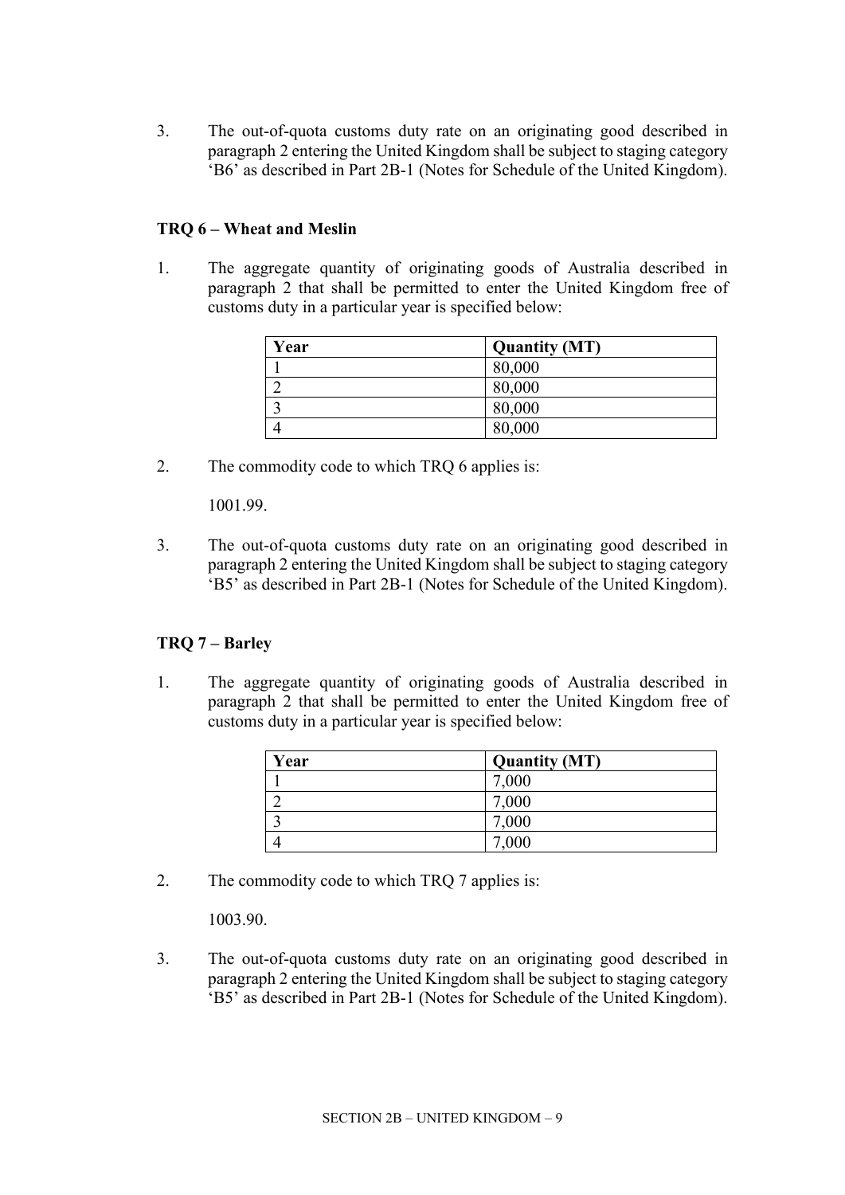3. The out-of-quota customs duty rate on an originating good described in paragraph 2 entering the United Kingdom shall be subject to staging category 'B6' as described in Part 2B-1 (Notes for Schedule of the United Kingdom).

**TRQ 6 – Wheat and Meslin**

1. The aggregate quantity of originating goods of Australia described in paragraph 2 that shall be permitted to enter the United Kingdom free of customs duty in a particular year is specified below:

| Year | Quantity (MT) |
|---|---|
| 1 | 80,000 |
| 2 | 80,000 |
| 3 | 80,000 |
| 4 | 80,000 |

2. The commodity code to which TRQ 6 applies is:

   1001.99.

3. The out-of-quota customs duty rate on an originating good described in paragraph 2 entering the United Kingdom shall be subject to staging category 'B5' as described in Part 2B-1 (Notes for Schedule of the United Kingdom).

**TRQ 7 – Barley**

1. The aggregate quantity of originating goods of Australia described in paragraph 2 that shall be permitted to enter the United Kingdom free of customs duty in a particular year is specified below:

| Year | Quantity (MT) |
|---|---|
| 1 | 7,000 |
| 2 | 7,000 |
| 3 | 7,000 |
| 4 | 7,000 |

2. The commodity code to which TRQ 7 applies is:

   1003.90.

3. The out-of-quota customs duty rate on an originating good described in paragraph 2 entering the United Kingdom shall be subject to staging category 'B5' as described in Part 2B-1 (Notes for Schedule of the United Kingdom).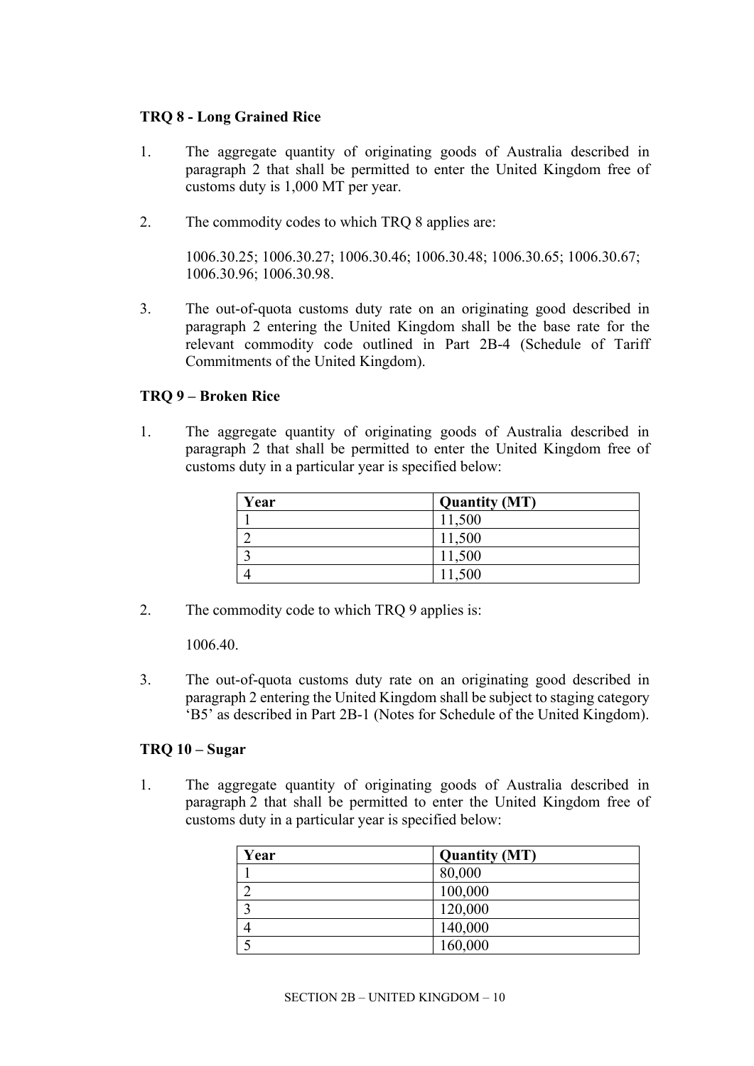**TRQ 8 - Long Grained Rice**

1. The aggregate quantity of originating goods of Australia described in paragraph 2 that shall be permitted to enter the United Kingdom free of customs duty is 1,000 MT per year.

2. The commodity codes to which TRQ 8 applies are:

   1006.30.25; 1006.30.27; 1006.30.46; 1006.30.48; 1006.30.65; 1006.30.67; 1006.30.96; 1006.30.98.

3. The out-of-quota customs duty rate on an originating good described in paragraph 2 entering the United Kingdom shall be the base rate for the relevant commodity code outlined in Part 2B-4 (Schedule of Tariff Commitments of the United Kingdom).

**TRQ 9 – Broken Rice**

1. The aggregate quantity of originating goods of Australia described in paragraph 2 that shall be permitted to enter the United Kingdom free of customs duty in a particular year is specified below:

| Year | Quantity (MT) |
|---|---|
| 1 | 11,500 |
| 2 | 11,500 |
| 3 | 11,500 |
| 4 | 11,500 |

2. The commodity code to which TRQ 9 applies is:

   1006.40.

3. The out-of-quota customs duty rate on an originating good described in paragraph 2 entering the United Kingdom shall be subject to staging category 'B5' as described in Part 2B-1 (Notes for Schedule of the United Kingdom).

**TRQ 10 – Sugar**

1. The aggregate quantity of originating goods of Australia described in paragraph 2 that shall be permitted to enter the United Kingdom free of customs duty in a particular year is specified below:

| Year | Quantity (MT) |
|---|---|
| 1 | 80,000 |
| 2 | 100,000 |
| 3 | 120,000 |
| 4 | 140,000 |
| 5 | 160,000 |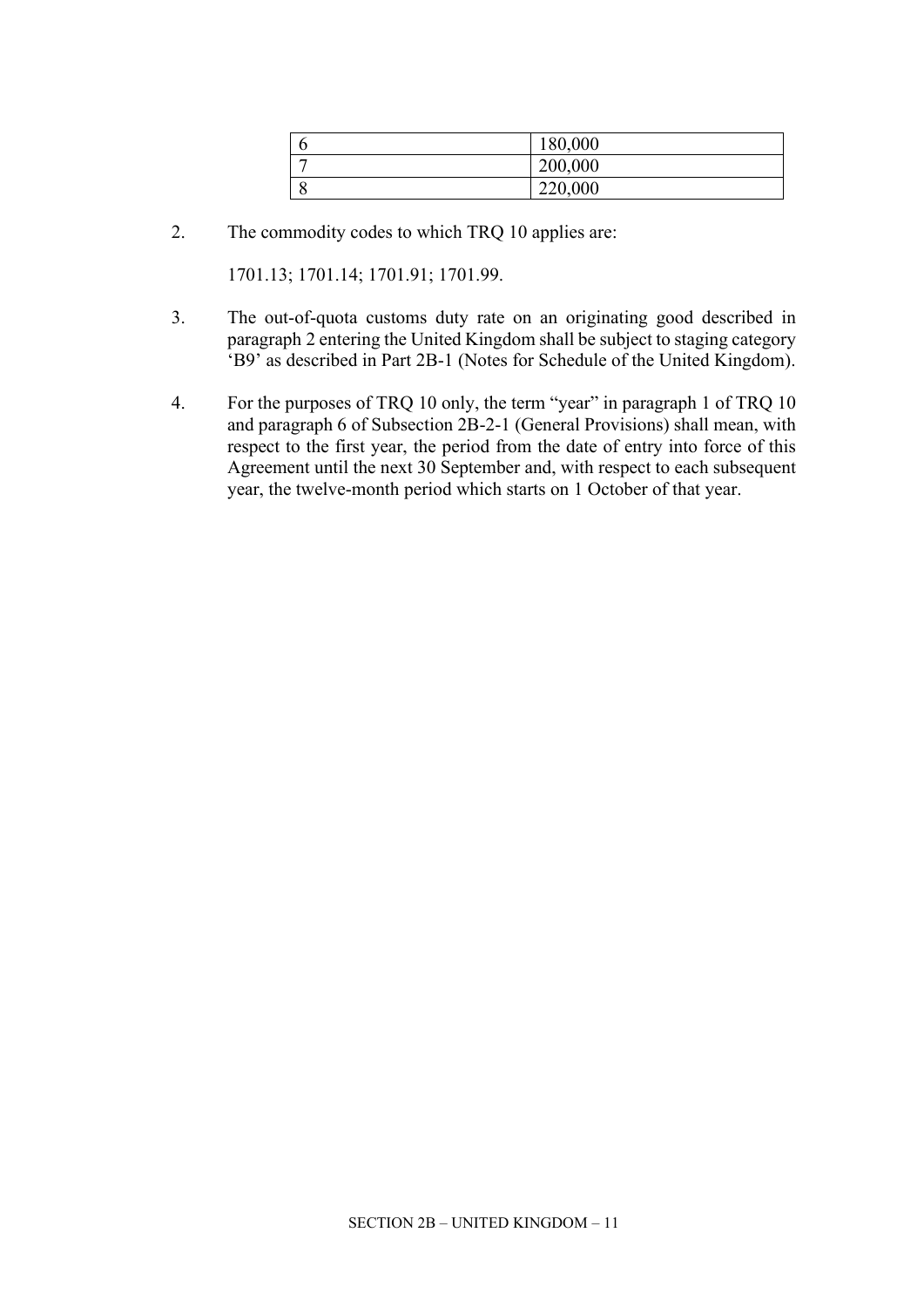| 6 | 180,000 |
| --- | --- |
| 7 | 200,000 |
| 8 | 220,000 |

2. The commodity codes to which TRQ 10 applies are:

   1701.13; 1701.14; 1701.91; 1701.99.

3. The out-of-quota customs duty rate on an originating good described in paragraph 2 entering the United Kingdom shall be subject to staging category 'B9' as described in Part 2B-1 (Notes for Schedule of the United Kingdom).

4. For the purposes of TRQ 10 only, the term "year" in paragraph 1 of TRQ 10 and paragraph 6 of Subsection 2B-2-1 (General Provisions) shall mean, with respect to the first year, the period from the date of entry into force of this Agreement until the next 30 September and, with respect to each subsequent year, the twelve-month period which starts on 1 October of that year.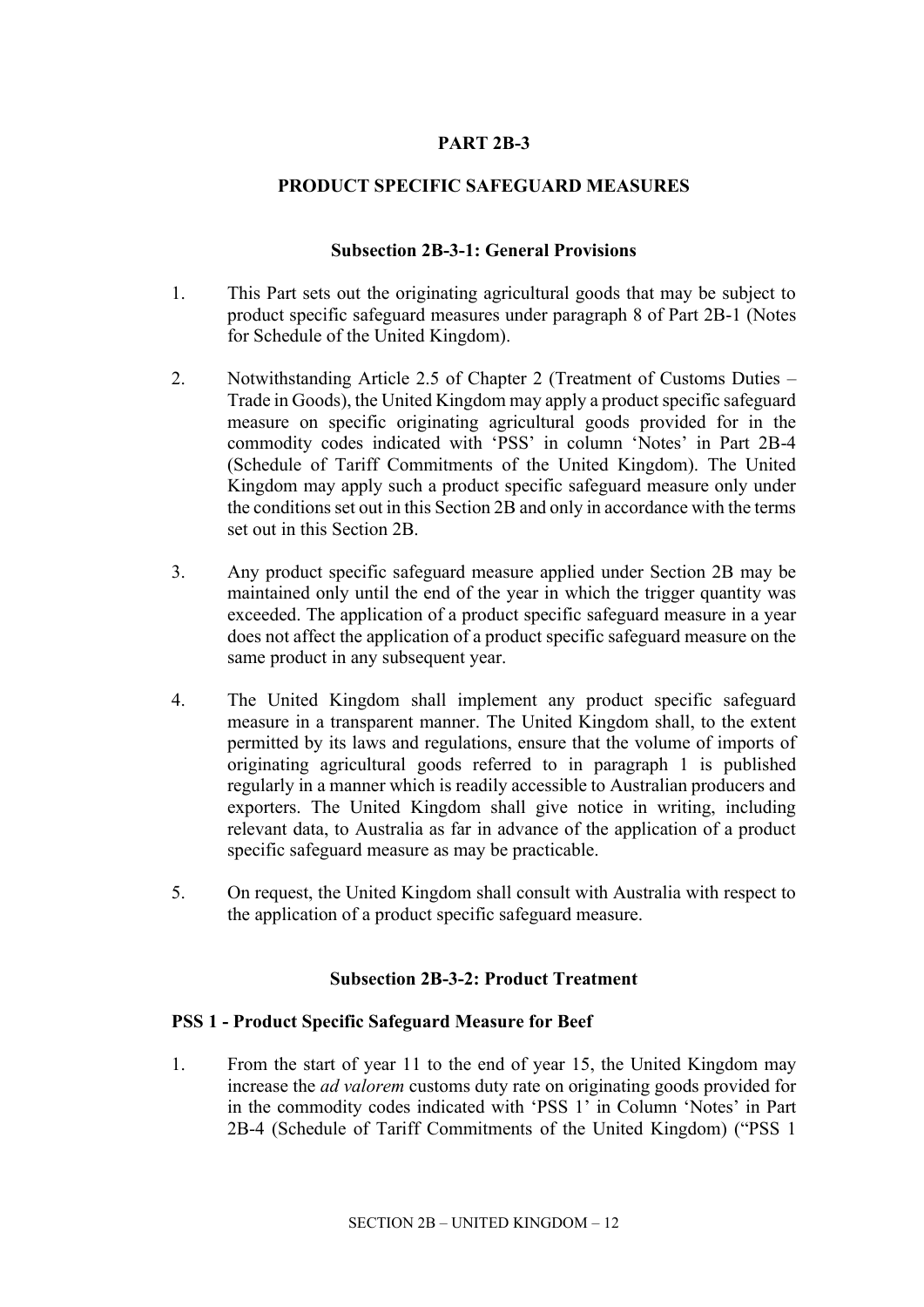# PART 2B-3

## PRODUCT SPECIFIC SAFEGUARD MEASURES

### Subsection 2B-3-1: General Provisions

1. This Part sets out the originating agricultural goods that may be subject to product specific safeguard measures under paragraph 8 of Part 2B-1 (Notes for Schedule of the United Kingdom).

2. Notwithstanding Article 2.5 of Chapter 2 (Treatment of Customs Duties – Trade in Goods), the United Kingdom may apply a product specific safeguard measure on specific originating agricultural goods provided for in the commodity codes indicated with 'PSS' in column 'Notes' in Part 2B-4 (Schedule of Tariff Commitments of the United Kingdom). The United Kingdom may apply such a product specific safeguard measure only under the conditions set out in this Section 2B and only in accordance with the terms set out in this Section 2B.

3. Any product specific safeguard measure applied under Section 2B may be maintained only until the end of the year in which the trigger quantity was exceeded. The application of a product specific safeguard measure in a year does not affect the application of a product specific safeguard measure on the same product in any subsequent year.

4. The United Kingdom shall implement any product specific safeguard measure in a transparent manner. The United Kingdom shall, to the extent permitted by its laws and regulations, ensure that the volume of imports of originating agricultural goods referred to in paragraph 1 is published regularly in a manner which is readily accessible to Australian producers and exporters. The United Kingdom shall give notice in writing, including relevant data, to Australia as far in advance of the application of a product specific safeguard measure as may be practicable.

5. On request, the United Kingdom shall consult with Australia with respect to the application of a product specific safeguard measure.

### Subsection 2B-3-2: Product Treatment

**PSS 1 - Product Specific Safeguard Measure for Beef**

1. From the start of year 11 to the end of year 15, the United Kingdom may increase the *ad valorem* customs duty rate on originating goods provided for in the commodity codes indicated with 'PSS 1' in Column 'Notes' in Part 2B-4 (Schedule of Tariff Commitments of the United Kingdom) ("PSS 1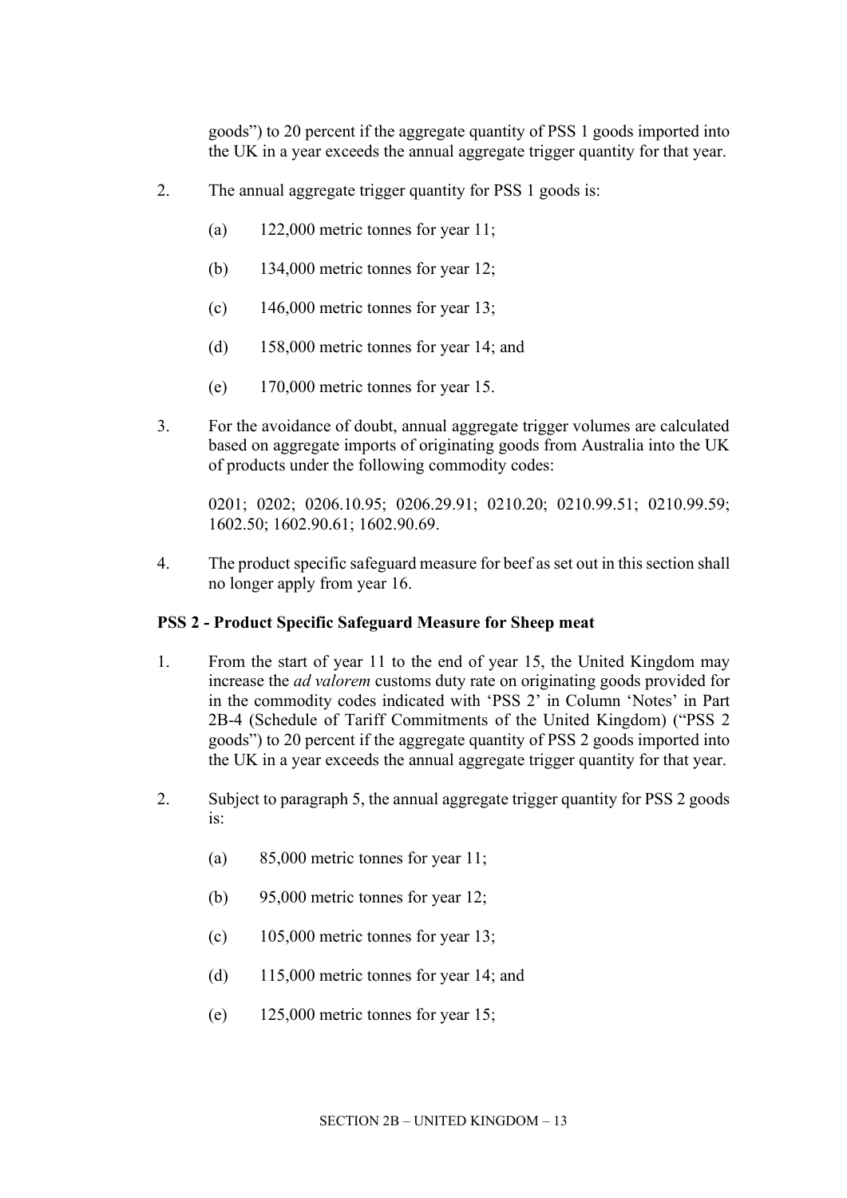goods") to 20 percent if the aggregate quantity of PSS 1 goods imported into the UK in a year exceeds the annual aggregate trigger quantity for that year.

2. The annual aggregate trigger quantity for PSS 1 goods is:

   (a) 122,000 metric tonnes for year 11;

   (b) 134,000 metric tonnes for year 12;

   (c) 146,000 metric tonnes for year 13;

   (d) 158,000 metric tonnes for year 14; and

   (e) 170,000 metric tonnes for year 15.

3. For the avoidance of doubt, annual aggregate trigger volumes are calculated based on aggregate imports of originating goods from Australia into the UK of products under the following commodity codes:

   0201; 0202; 0206.10.95; 0206.29.91; 0210.20; 0210.99.51; 0210.99.59; 1602.50; 1602.90.61; 1602.90.69.

4. The product specific safeguard measure for beef as set out in this section shall no longer apply from year 16.

**PSS 2 - Product Specific Safeguard Measure for Sheep meat**

1. From the start of year 11 to the end of year 15, the United Kingdom may increase the *ad valorem* customs duty rate on originating goods provided for in the commodity codes indicated with 'PSS 2' in Column 'Notes' in Part 2B-4 (Schedule of Tariff Commitments of the United Kingdom) ("PSS 2 goods") to 20 percent if the aggregate quantity of PSS 2 goods imported into the UK in a year exceeds the annual aggregate trigger quantity for that year.

2. Subject to paragraph 5, the annual aggregate trigger quantity for PSS 2 goods is:

   (a) 85,000 metric tonnes for year 11;

   (b) 95,000 metric tonnes for year 12;

   (c) 105,000 metric tonnes for year 13;

   (d) 115,000 metric tonnes for year 14; and

   (e) 125,000 metric tonnes for year 15;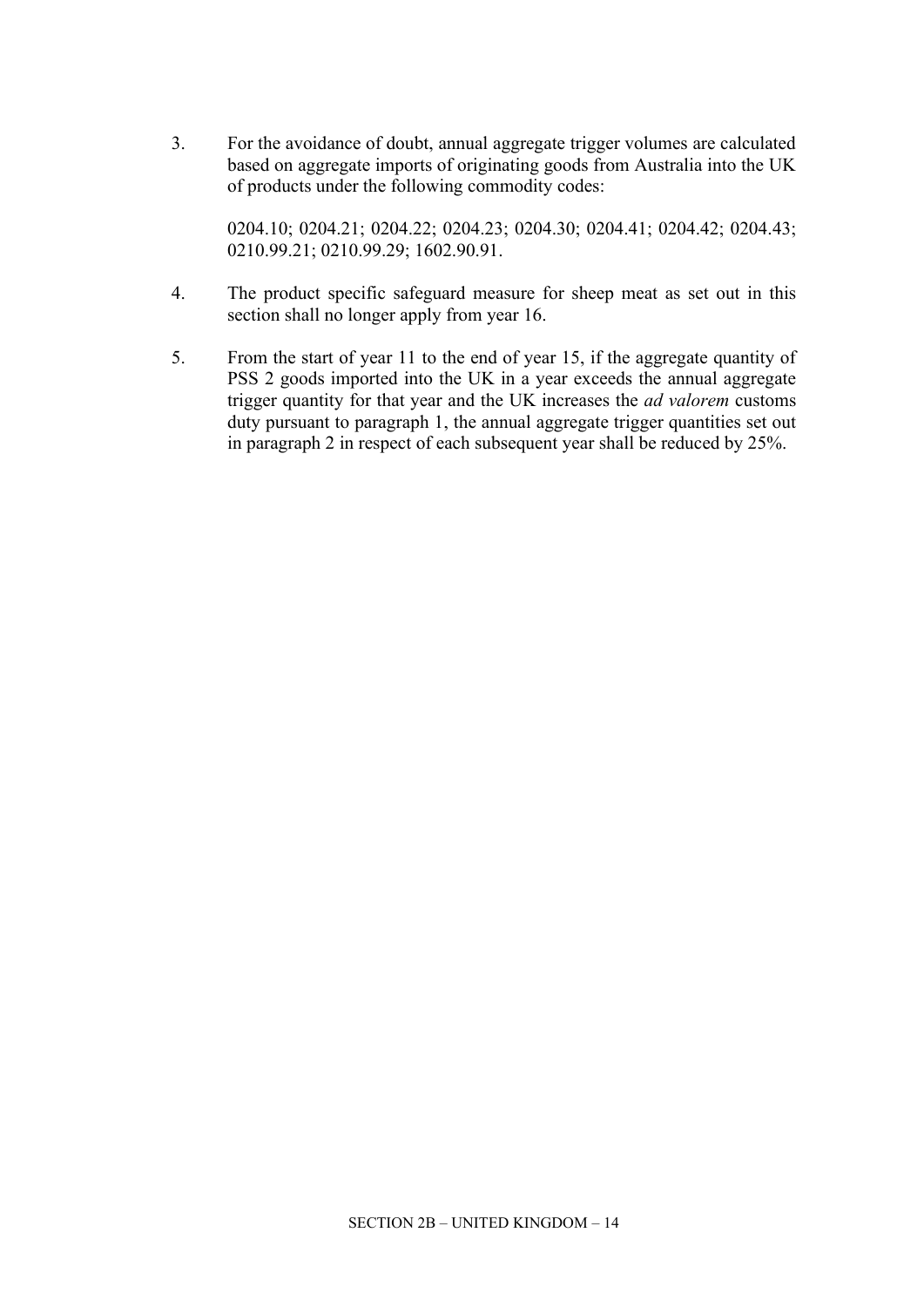3. For the avoidance of doubt, annual aggregate trigger volumes are calculated based on aggregate imports of originating goods from Australia into the UK of products under the following commodity codes:

   0204.10; 0204.21; 0204.22; 0204.23; 0204.30; 0204.41; 0204.42; 0204.43; 0210.99.21; 0210.99.29; 1602.90.91.

4. The product specific safeguard measure for sheep meat as set out in this section shall no longer apply from year 16.

5. From the start of year 11 to the end of year 15, if the aggregate quantity of PSS 2 goods imported into the UK in a year exceeds the annual aggregate trigger quantity for that year and the UK increases the *ad valorem* customs duty pursuant to paragraph 1, the annual aggregate trigger quantities set out in paragraph 2 in respect of each subsequent year shall be reduced by 25%.